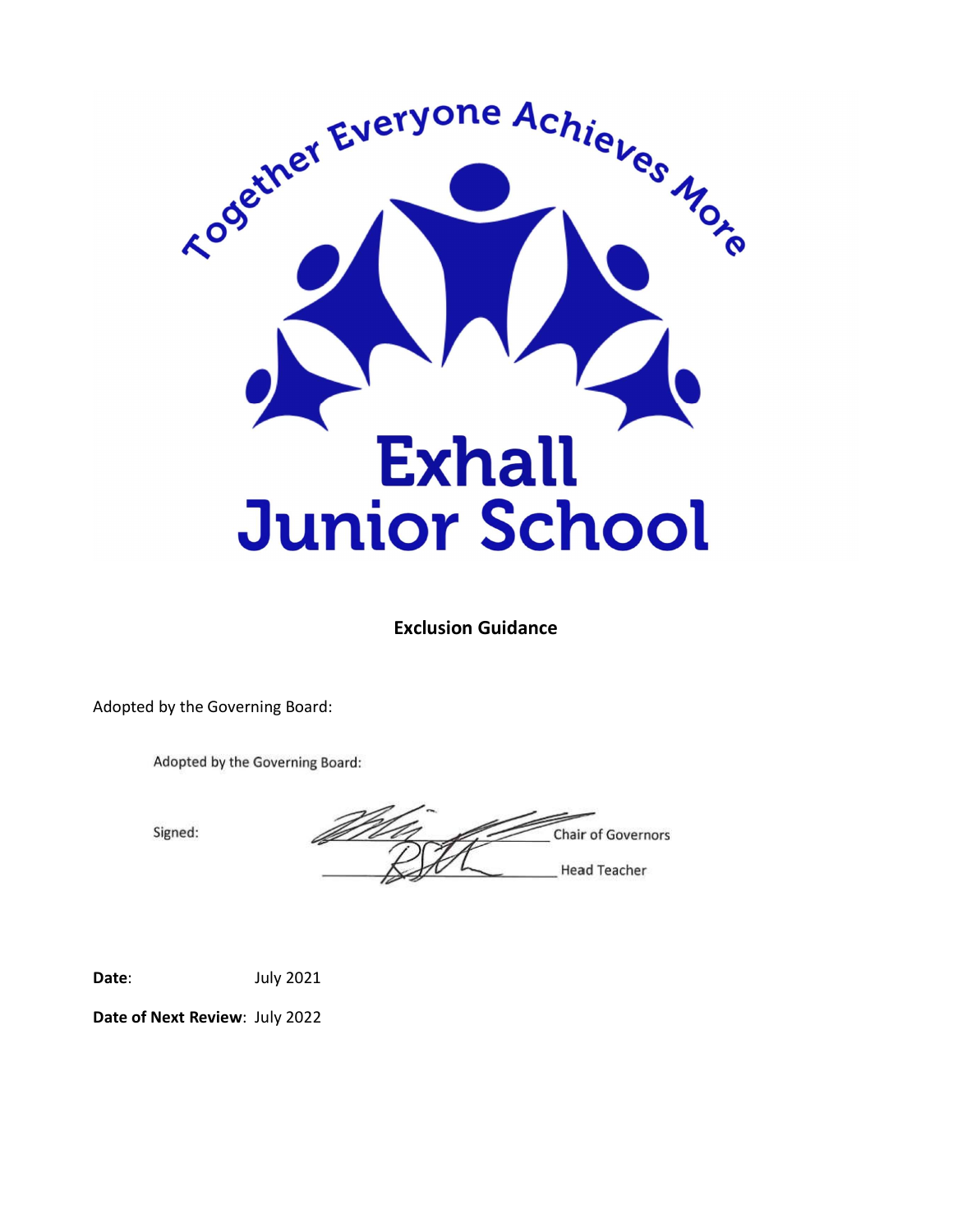Together Everyone Achieves More

# Exhall Junior School

**Exclusion Guidance**

Adopted by the Governing Board:

Adopted by the Governing Board:

Signed: ____________________ Chair of Governors

____________________ Head Teacher

**Date**: July 2021

**Date of Next Review**: July 2022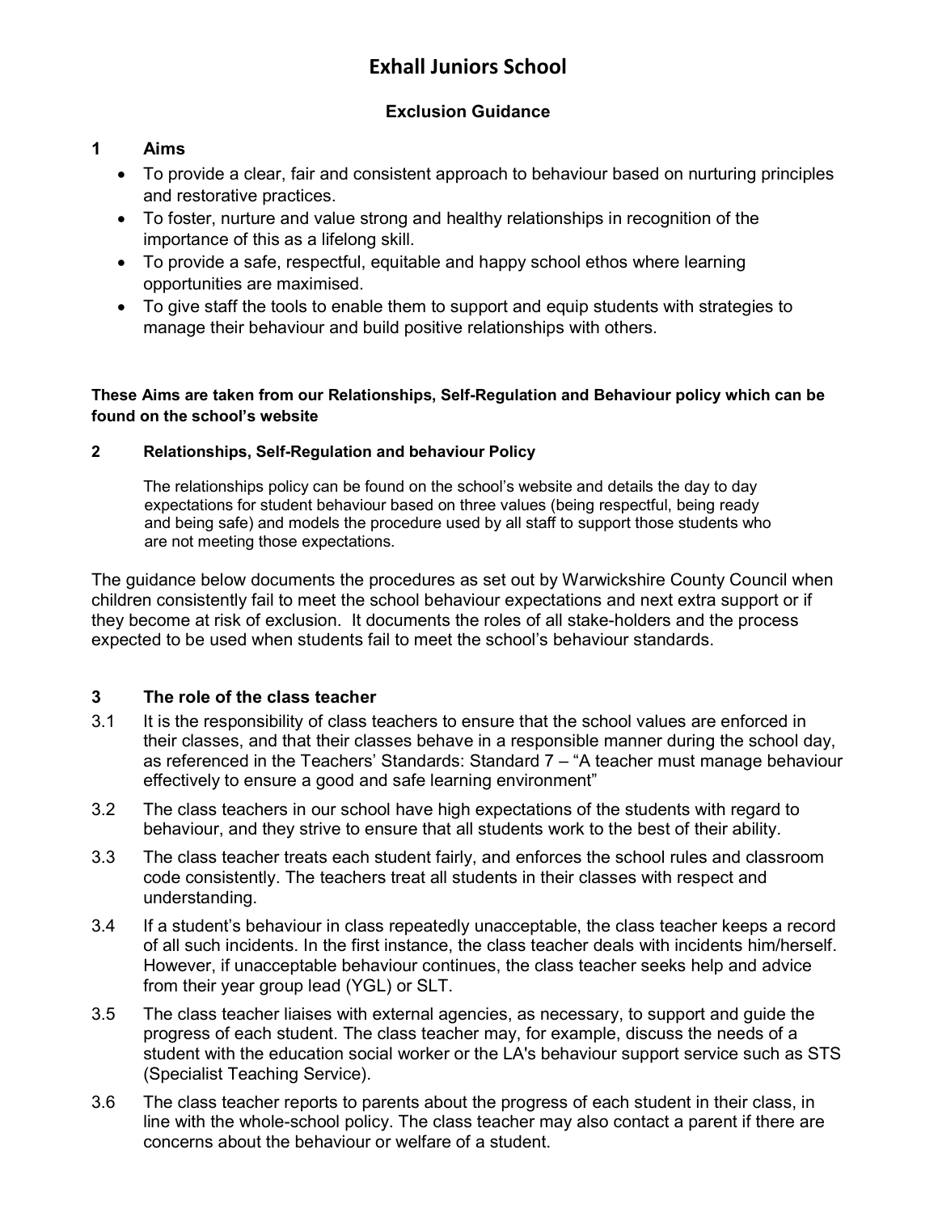# Exhall Juniors School

## Exclusion Guidance

### 1 Aims

- To provide a clear, fair and consistent approach to behaviour based on nurturing principles and restorative practices.
- To foster, nurture and value strong and healthy relationships in recognition of the importance of this as a lifelong skill.
- To provide a safe, respectful, equitable and happy school ethos where learning opportunities are maximised.
- To give staff the tools to enable them to support and equip students with strategies to manage their behaviour and build positive relationships with others.

**These Aims are taken from our Relationships, Self-Regulation and Behaviour policy which can be found on the school's website**

### 2 Relationships, Self-Regulation and behaviour Policy

The relationships policy can be found on the school's website and details the day to day expectations for student behaviour based on three values (being respectful, being ready and being safe) and models the procedure used by all staff to support those students who are not meeting those expectations.

The guidance below documents the procedures as set out by Warwickshire County Council when children consistently fail to meet the school behaviour expectations and next extra support or if they become at risk of exclusion. It documents the roles of all stake-holders and the process expected to be used when students fail to meet the school's behaviour standards.

### 3 The role of the class teacher

3.1 It is the responsibility of class teachers to ensure that the school values are enforced in their classes, and that their classes behave in a responsible manner during the school day, as referenced in the Teachers' Standards: Standard 7 – "A teacher must manage behaviour effectively to ensure a good and safe learning environment"

3.2 The class teachers in our school have high expectations of the students with regard to behaviour, and they strive to ensure that all students work to the best of their ability.

3.3 The class teacher treats each student fairly, and enforces the school rules and classroom code consistently. The teachers treat all students in their classes with respect and understanding.

3.4 If a student's behaviour in class repeatedly unacceptable, the class teacher keeps a record of all such incidents. In the first instance, the class teacher deals with incidents him/herself. However, if unacceptable behaviour continues, the class teacher seeks help and advice from their year group lead (YGL) or SLT.

3.5 The class teacher liaises with external agencies, as necessary, to support and guide the progress of each student. The class teacher may, for example, discuss the needs of a student with the education social worker or the LA's behaviour support service such as STS (Specialist Teaching Service).

3.6 The class teacher reports to parents about the progress of each student in their class, in line with the whole-school policy. The class teacher may also contact a parent if there are concerns about the behaviour or welfare of a student.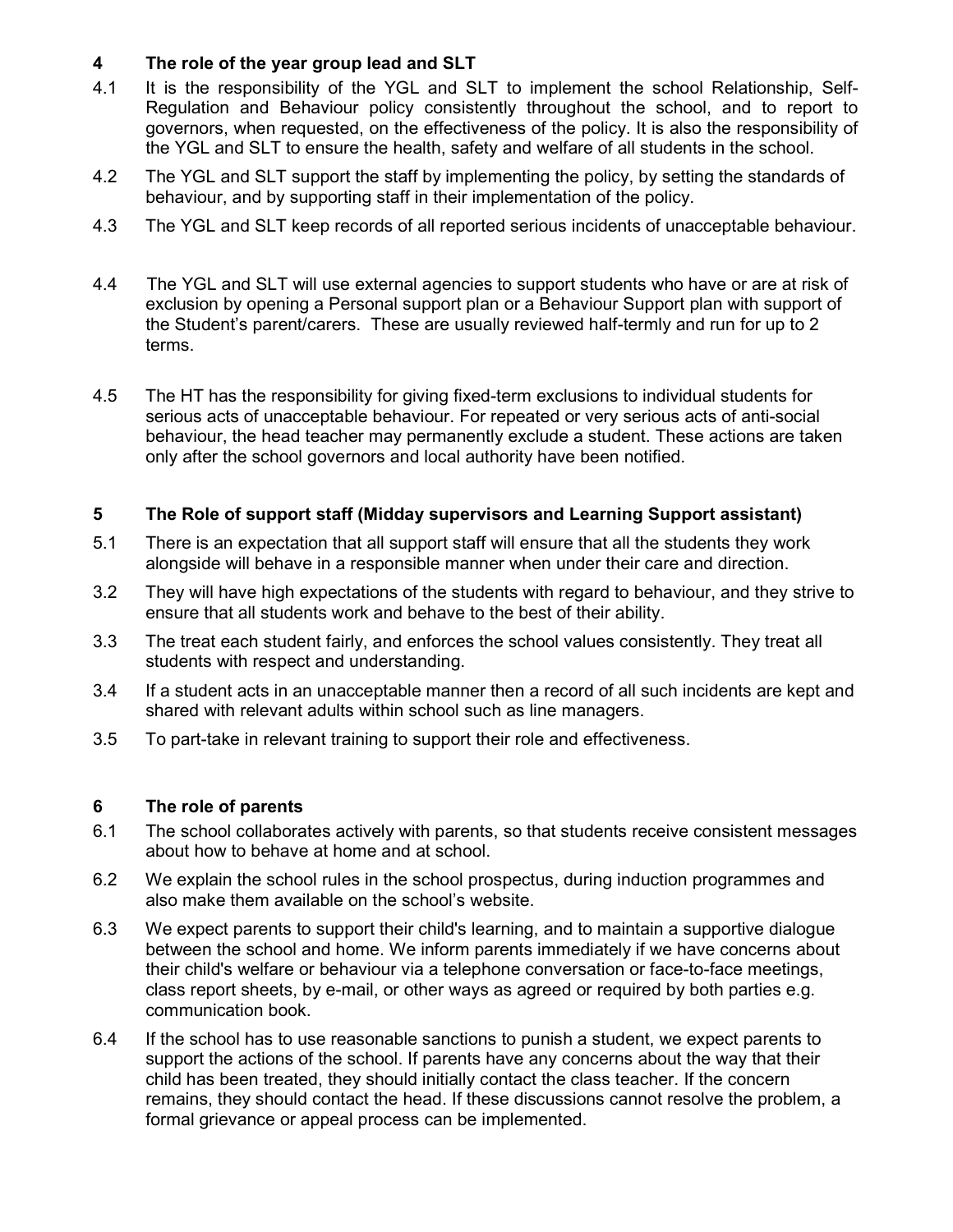## 4 The role of the year group lead and SLT

4.1 It is the responsibility of the YGL and SLT to implement the school Relationship, Self-Regulation and Behaviour policy consistently throughout the school, and to report to governors, when requested, on the effectiveness of the policy. It is also the responsibility of the YGL and SLT to ensure the health, safety and welfare of all students in the school.

4.2 The YGL and SLT support the staff by implementing the policy, by setting the standards of behaviour, and by supporting staff in their implementation of the policy.

4.3 The YGL and SLT keep records of all reported serious incidents of unacceptable behaviour.

4.4 The YGL and SLT will use external agencies to support students who have or are at risk of exclusion by opening a Personal support plan or a Behaviour Support plan with support of the Student's parent/carers. These are usually reviewed half-termly and run for up to 2 terms.

4.5 The HT has the responsibility for giving fixed-term exclusions to individual students for serious acts of unacceptable behaviour. For repeated or very serious acts of anti-social behaviour, the head teacher may permanently exclude a student. These actions are taken only after the school governors and local authority have been notified.

## 5 The Role of support staff (Midday supervisors and Learning Support assistant)

5.1 There is an expectation that all support staff will ensure that all the students they work alongside will behave in a responsible manner when under their care and direction.

3.2 They will have high expectations of the students with regard to behaviour, and they strive to ensure that all students work and behave to the best of their ability.

3.3 The treat each student fairly, and enforces the school values consistently. They treat all students with respect and understanding.

3.4 If a student acts in an unacceptable manner then a record of all such incidents are kept and shared with relevant adults within school such as line managers.

3.5 To part-take in relevant training to support their role and effectiveness.

## 6 The role of parents

6.1 The school collaborates actively with parents, so that students receive consistent messages about how to behave at home and at school.

6.2 We explain the school rules in the school prospectus, during induction programmes and also make them available on the school's website.

6.3 We expect parents to support their child's learning, and to maintain a supportive dialogue between the school and home. We inform parents immediately if we have concerns about their child's welfare or behaviour via a telephone conversation or face-to-face meetings, class report sheets, by e-mail, or other ways as agreed or required by both parties e.g. communication book.

6.4 If the school has to use reasonable sanctions to punish a student, we expect parents to support the actions of the school. If parents have any concerns about the way that their child has been treated, they should initially contact the class teacher. If the concern remains, they should contact the head. If these discussions cannot resolve the problem, a formal grievance or appeal process can be implemented.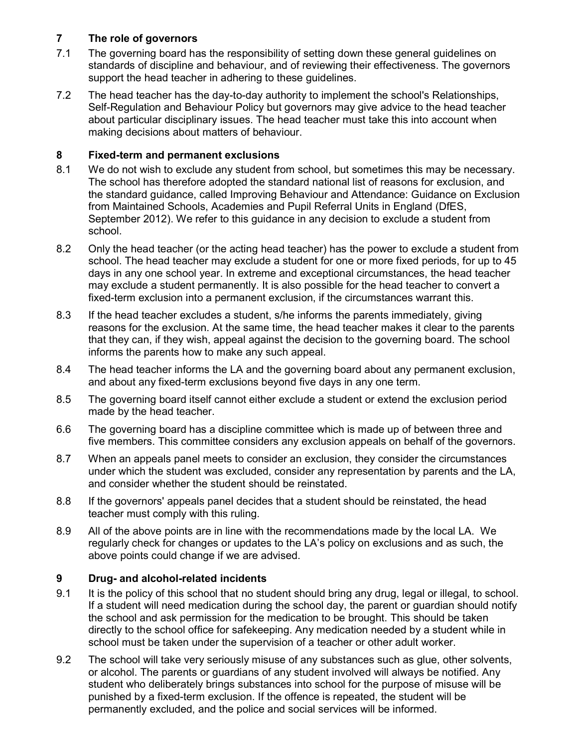## 7 The role of governors

7.1 The governing board has the responsibility of setting down these general guidelines on standards of discipline and behaviour, and of reviewing their effectiveness. The governors support the head teacher in adhering to these guidelines.

7.2 The head teacher has the day-to-day authority to implement the school's Relationships, Self-Regulation and Behaviour Policy but governors may give advice to the head teacher about particular disciplinary issues. The head teacher must take this into account when making decisions about matters of behaviour.

## 8 Fixed-term and permanent exclusions

8.1 We do not wish to exclude any student from school, but sometimes this may be necessary. The school has therefore adopted the standard national list of reasons for exclusion, and the standard guidance, called Improving Behaviour and Attendance: Guidance on Exclusion from Maintained Schools, Academies and Pupil Referral Units in England (DfES, September 2012). We refer to this guidance in any decision to exclude a student from school.

8.2 Only the head teacher (or the acting head teacher) has the power to exclude a student from school. The head teacher may exclude a student for one or more fixed periods, for up to 45 days in any one school year. In extreme and exceptional circumstances, the head teacher may exclude a student permanently. It is also possible for the head teacher to convert a fixed-term exclusion into a permanent exclusion, if the circumstances warrant this.

8.3 If the head teacher excludes a student, s/he informs the parents immediately, giving reasons for the exclusion. At the same time, the head teacher makes it clear to the parents that they can, if they wish, appeal against the decision to the governing board. The school informs the parents how to make any such appeal.

8.4 The head teacher informs the LA and the governing board about any permanent exclusion, and about any fixed-term exclusions beyond five days in any one term.

8.5 The governing board itself cannot either exclude a student or extend the exclusion period made by the head teacher.

6.6 The governing board has a discipline committee which is made up of between three and five members. This committee considers any exclusion appeals on behalf of the governors.

8.7 When an appeals panel meets to consider an exclusion, they consider the circumstances under which the student was excluded, consider any representation by parents and the LA, and consider whether the student should be reinstated.

8.8 If the governors' appeals panel decides that a student should be reinstated, the head teacher must comply with this ruling.

8.9 All of the above points are in line with the recommendations made by the local LA. We regularly check for changes or updates to the LA's policy on exclusions and as such, the above points could change if we are advised.

## 9 Drug- and alcohol-related incidents

9.1 It is the policy of this school that no student should bring any drug, legal or illegal, to school. If a student will need medication during the school day, the parent or guardian should notify the school and ask permission for the medication to be brought. This should be taken directly to the school office for safekeeping. Any medication needed by a student while in school must be taken under the supervision of a teacher or other adult worker.

9.2 The school will take very seriously misuse of any substances such as glue, other solvents, or alcohol. The parents or guardians of any student involved will always be notified. Any student who deliberately brings substances into school for the purpose of misuse will be punished by a fixed-term exclusion. If the offence is repeated, the student will be permanently excluded, and the police and social services will be informed.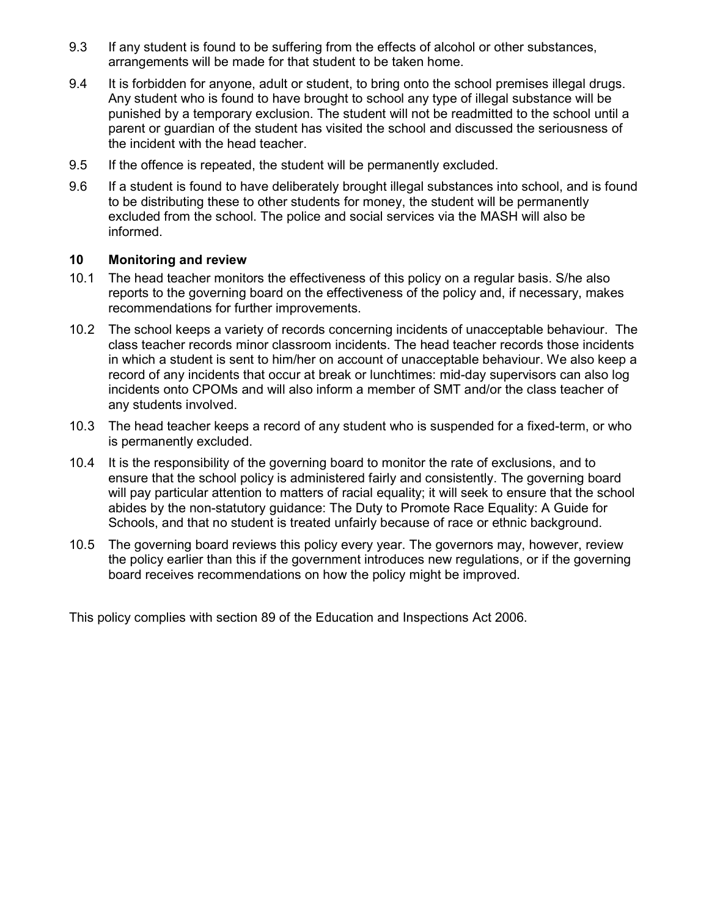9.3 If any student is found to be suffering from the effects of alcohol or other substances, arrangements will be made for that student to be taken home.

9.4 It is forbidden for anyone, adult or student, to bring onto the school premises illegal drugs. Any student who is found to have brought to school any type of illegal substance will be punished by a temporary exclusion. The student will not be readmitted to the school until a parent or guardian of the student has visited the school and discussed the seriousness of the incident with the head teacher.

9.5 If the offence is repeated, the student will be permanently excluded.

9.6 If a student is found to have deliberately brought illegal substances into school, and is found to be distributing these to other students for money, the student will be permanently excluded from the school. The police and social services via the MASH will also be informed.

## 10 Monitoring and review

10.1 The head teacher monitors the effectiveness of this policy on a regular basis. S/he also reports to the governing board on the effectiveness of the policy and, if necessary, makes recommendations for further improvements.

10.2 The school keeps a variety of records concerning incidents of unacceptable behaviour. The class teacher records minor classroom incidents. The head teacher records those incidents in which a student is sent to him/her on account of unacceptable behaviour. We also keep a record of any incidents that occur at break or lunchtimes: mid-day supervisors can also log incidents onto CPOMs and will also inform a member of SMT and/or the class teacher of any students involved.

10.3 The head teacher keeps a record of any student who is suspended for a fixed-term, or who is permanently excluded.

10.4 It is the responsibility of the governing board to monitor the rate of exclusions, and to ensure that the school policy is administered fairly and consistently. The governing board will pay particular attention to matters of racial equality; it will seek to ensure that the school abides by the non-statutory guidance: The Duty to Promote Race Equality: A Guide for Schools, and that no student is treated unfairly because of race or ethnic background.

10.5 The governing board reviews this policy every year. The governors may, however, review the policy earlier than this if the government introduces new regulations, or if the governing board receives recommendations on how the policy might be improved.

This policy complies with section 89 of the Education and Inspections Act 2006.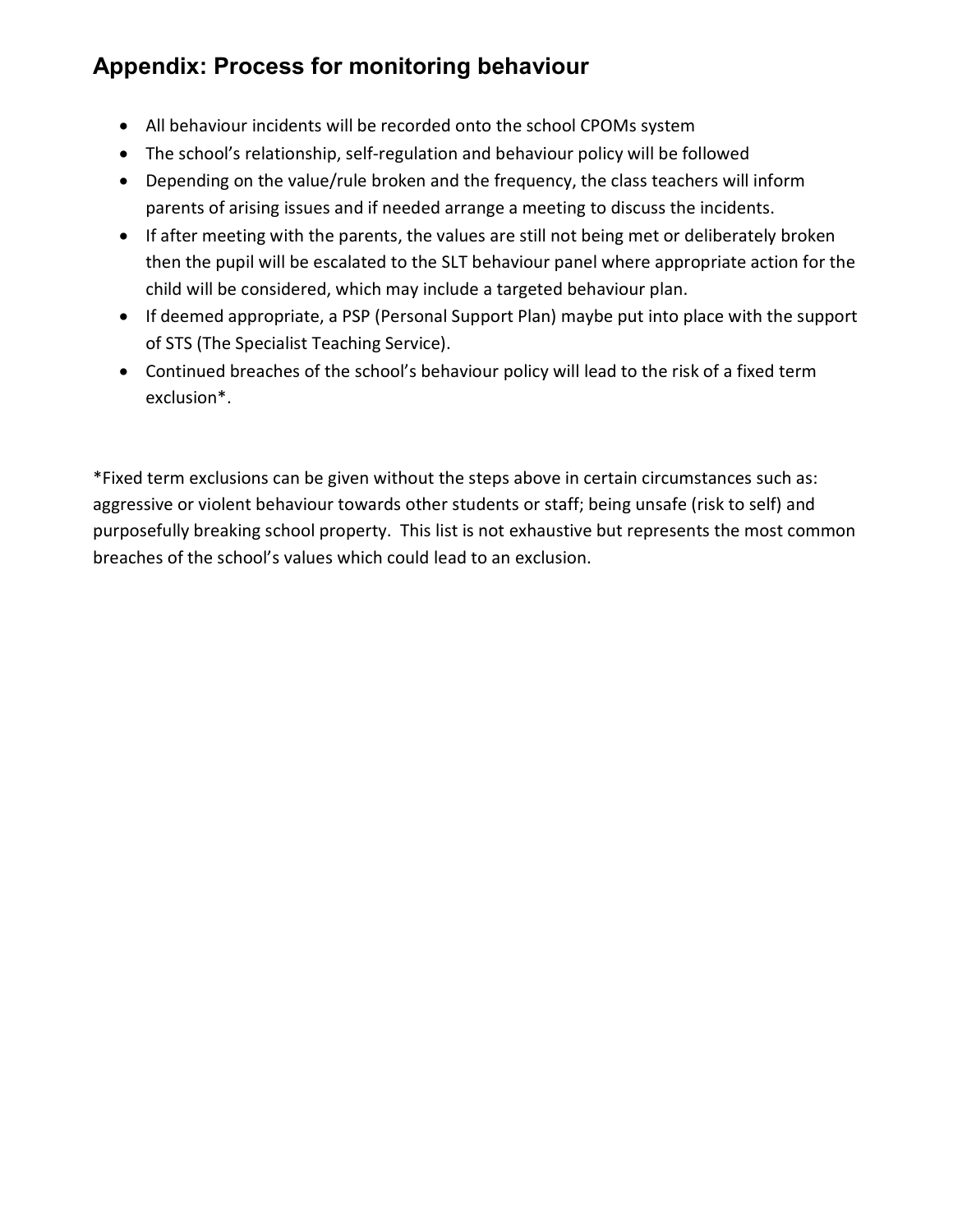## Appendix: Process for monitoring behaviour

- All behaviour incidents will be recorded onto the school CPOMs system
- The school's relationship, self-regulation and behaviour policy will be followed
- Depending on the value/rule broken and the frequency, the class teachers will inform parents of arising issues and if needed arrange a meeting to discuss the incidents.
- If after meeting with the parents, the values are still not being met or deliberately broken then the pupil will be escalated to the SLT behaviour panel where appropriate action for the child will be considered, which may include a targeted behaviour plan.
- If deemed appropriate, a PSP (Personal Support Plan) maybe put into place with the support of STS (The Specialist Teaching Service).
- Continued breaches of the school's behaviour policy will lead to the risk of a fixed term exclusion*.

*Fixed term exclusions can be given without the steps above in certain circumstances such as: aggressive or violent behaviour towards other students or staff; being unsafe (risk to self) and purposefully breaking school property. This list is not exhaustive but represents the most common breaches of the school's values which could lead to an exclusion.